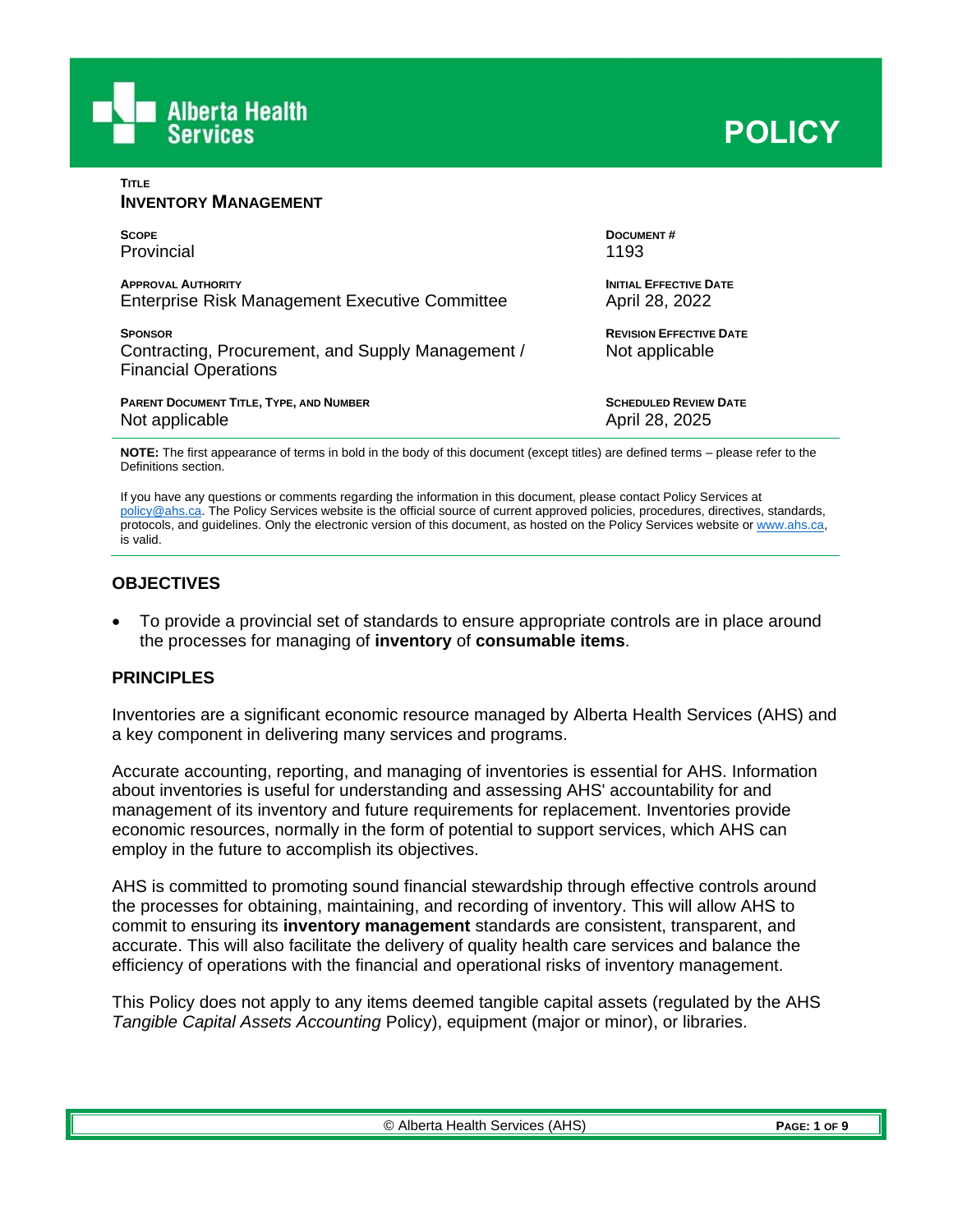# POLICY

**TITLE**

**INVENTORY MANAGEMENT**

| | |
|---|---|
| **SCOPE**<br>Provincial | **DOCUMENT #**<br>1193 |
| **APPROVAL AUTHORITY**<br>Enterprise Risk Management Executive Committee | **INITIAL EFFECTIVE DATE**<br>April 28, 2022 |
| **SPONSOR**<br>Contracting, Procurement, and Supply Management / Financial Operations | **REVISION EFFECTIVE DATE**<br>Not applicable |
| **PARENT DOCUMENT TITLE, TYPE, AND NUMBER**<br>Not applicable | **SCHEDULED REVIEW DATE**<br>April 28, 2025 |

**NOTE:** The first appearance of terms in bold in the body of this document (except titles) are defined terms – please refer to the Definitions section.

If you have any questions or comments regarding the information in this document, please contact Policy Services at policy@ahs.ca. The Policy Services website is the official source of current approved policies, procedures, directives, standards, protocols, and guidelines. Only the electronic version of this document, as hosted on the Policy Services website or www.ahs.ca, is valid.

## OBJECTIVES

- To provide a provincial set of standards to ensure appropriate controls are in place around the processes for managing of **inventory** of **consumable items**.

## PRINCIPLES

Inventories are a significant economic resource managed by Alberta Health Services (AHS) and a key component in delivering many services and programs.

Accurate accounting, reporting, and managing of inventories is essential for AHS. Information about inventories is useful for understanding and assessing AHS' accountability for and management of its inventory and future requirements for replacement. Inventories provide economic resources, normally in the form of potential to support services, which AHS can employ in the future to accomplish its objectives.

AHS is committed to promoting sound financial stewardship through effective controls around the processes for obtaining, maintaining, and recording of inventory. This will allow AHS to commit to ensuring its **inventory management** standards are consistent, transparent, and accurate. This will also facilitate the delivery of quality health care services and balance the efficiency of operations with the financial and operational risks of inventory management.

This Policy does not apply to any items deemed tangible capital assets (regulated by the AHS *Tangible Capital Assets Accounting* Policy), equipment (major or minor), or libraries.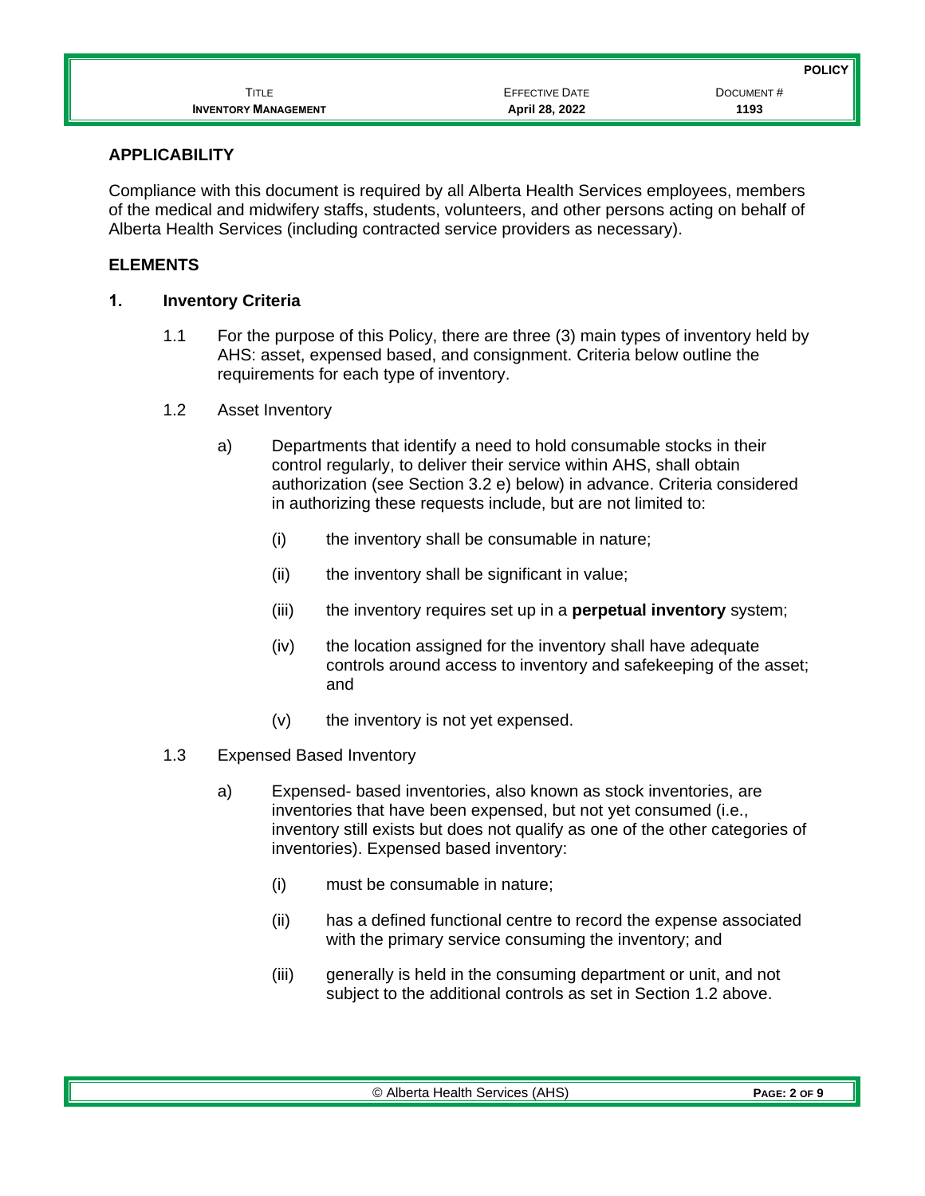## APPLICABILITY

Compliance with this document is required by all Alberta Health Services employees, members of the medical and midwifery staffs, students, volunteers, and other persons acting on behalf of Alberta Health Services (including contracted service providers as necessary).

## ELEMENTS

### 1. Inventory Criteria

1.1 For the purpose of this Policy, there are three (3) main types of inventory held by AHS: asset, expensed based, and consignment. Criteria below outline the requirements for each type of inventory.

1.2 Asset Inventory

a) Departments that identify a need to hold consumable stocks in their control regularly, to deliver their service within AHS, shall obtain authorization (see Section 3.2 e) below) in advance. Criteria considered in authorizing these requests include, but are not limited to:

(i) the inventory shall be consumable in nature;

(ii) the inventory shall be significant in value;

(iii) the inventory requires set up in a **perpetual inventory** system;

(iv) the location assigned for the inventory shall have adequate controls around access to inventory and safekeeping of the asset; and

(v) the inventory is not yet expensed.

1.3 Expensed Based Inventory

a) Expensed- based inventories, also known as stock inventories, are inventories that have been expensed, but not yet consumed (i.e., inventory still exists but does not qualify as one of the other categories of inventories). Expensed based inventory:

(i) must be consumable in nature;

(ii) has a defined functional centre to record the expense associated with the primary service consuming the inventory; and

(iii) generally is held in the consuming department or unit, and not subject to the additional controls as set in Section 1.2 above.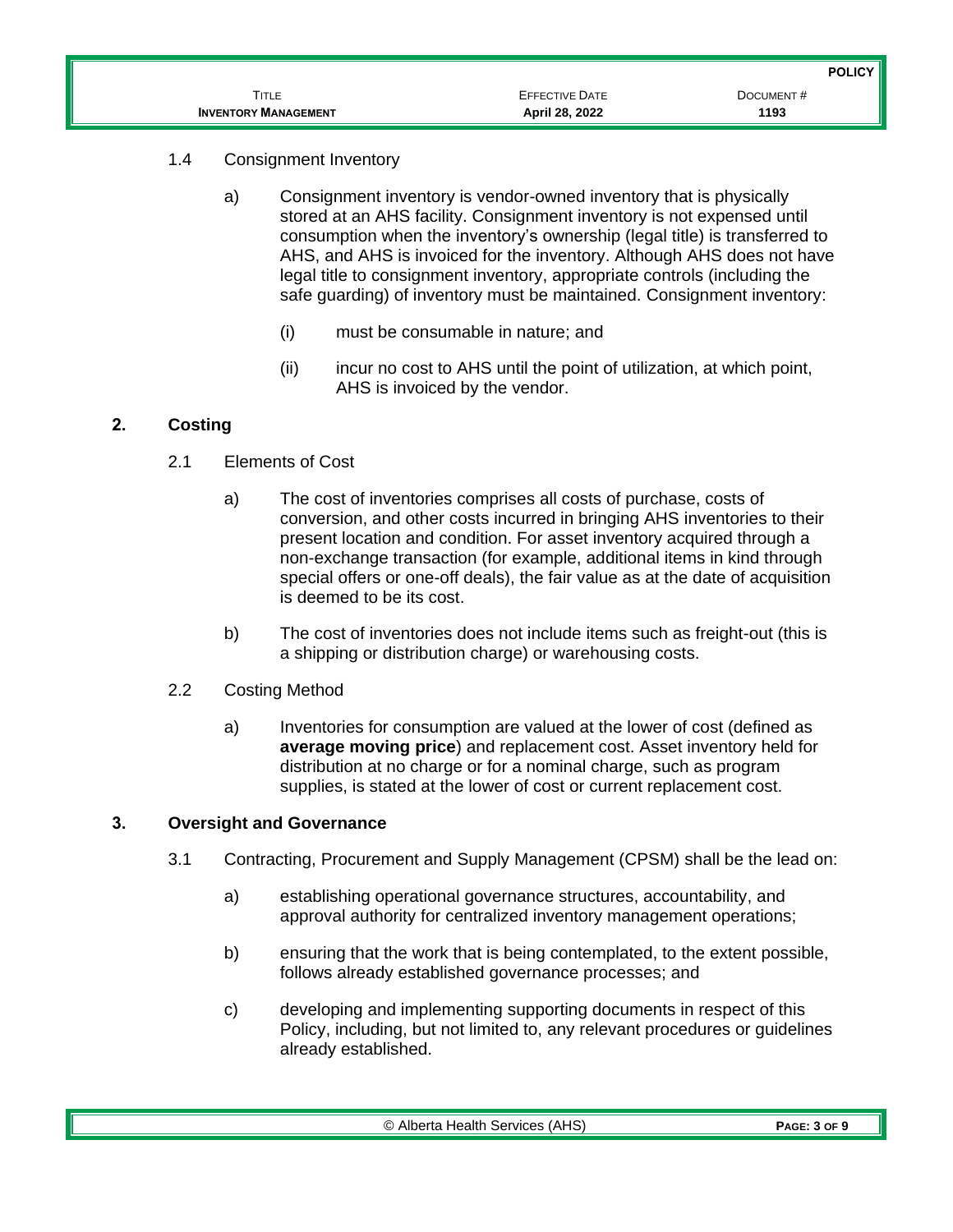1.4 Consignment Inventory

a) Consignment inventory is vendor-owned inventory that is physically stored at an AHS facility. Consignment inventory is not expensed until consumption when the inventory's ownership (legal title) is transferred to AHS, and AHS is invoiced for the inventory. Although AHS does not have legal title to consignment inventory, appropriate controls (including the safe guarding) of inventory must be maintained. Consignment inventory:

(i) must be consumable in nature; and

(ii) incur no cost to AHS until the point of utilization, at which point, AHS is invoiced by the vendor.

## 2. Costing

2.1 Elements of Cost

a) The cost of inventories comprises all costs of purchase, costs of conversion, and other costs incurred in bringing AHS inventories to their present location and condition. For asset inventory acquired through a non-exchange transaction (for example, additional items in kind through special offers or one-off deals), the fair value as at the date of acquisition is deemed to be its cost.

b) The cost of inventories does not include items such as freight-out (this is a shipping or distribution charge) or warehousing costs.

2.2 Costing Method

a) Inventories for consumption are valued at the lower of cost (defined as **average moving price**) and replacement cost. Asset inventory held for distribution at no charge or for a nominal charge, such as program supplies, is stated at the lower of cost or current replacement cost.

## 3. Oversight and Governance

3.1 Contracting, Procurement and Supply Management (CPSM) shall be the lead on:

a) establishing operational governance structures, accountability, and approval authority for centralized inventory management operations;

b) ensuring that the work that is being contemplated, to the extent possible, follows already established governance processes; and

c) developing and implementing supporting documents in respect of this Policy, including, but not limited to, any relevant procedures or guidelines already established.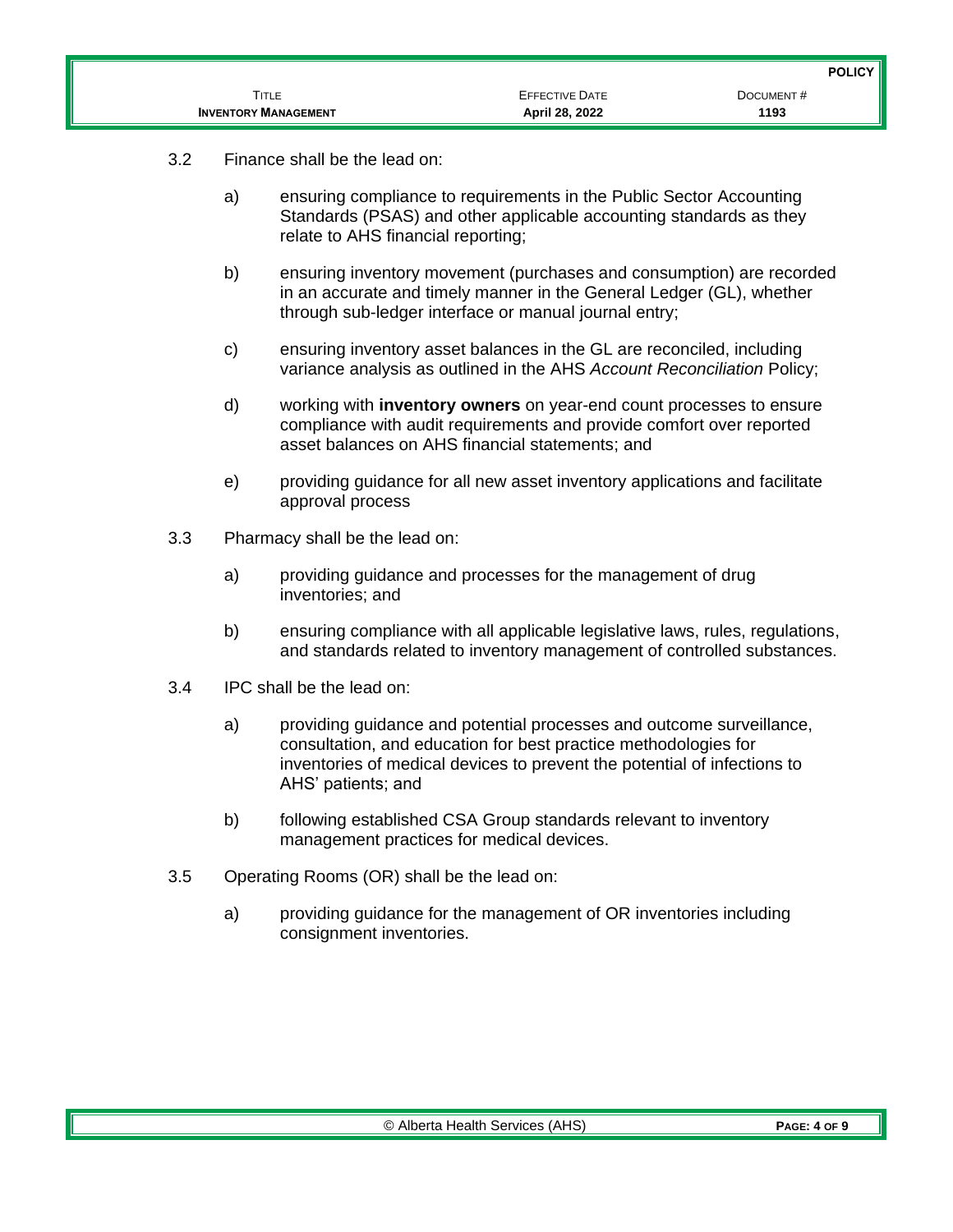3.2 Finance shall be the lead on:

a) ensuring compliance to requirements in the Public Sector Accounting Standards (PSAS) and other applicable accounting standards as they relate to AHS financial reporting;

b) ensuring inventory movement (purchases and consumption) are recorded in an accurate and timely manner in the General Ledger (GL), whether through sub-ledger interface or manual journal entry;

c) ensuring inventory asset balances in the GL are reconciled, including variance analysis as outlined in the AHS *Account Reconciliation* Policy;

d) working with **inventory owners** on year-end count processes to ensure compliance with audit requirements and provide comfort over reported asset balances on AHS financial statements; and

e) providing guidance for all new asset inventory applications and facilitate approval process

3.3 Pharmacy shall be the lead on:

a) providing guidance and processes for the management of drug inventories; and

b) ensuring compliance with all applicable legislative laws, rules, regulations, and standards related to inventory management of controlled substances.

3.4 IPC shall be the lead on:

a) providing guidance and potential processes and outcome surveillance, consultation, and education for best practice methodologies for inventories of medical devices to prevent the potential of infections to AHS' patients; and

b) following established CSA Group standards relevant to inventory management practices for medical devices.

3.5 Operating Rooms (OR) shall be the lead on:

a) providing guidance for the management of OR inventories including consignment inventories.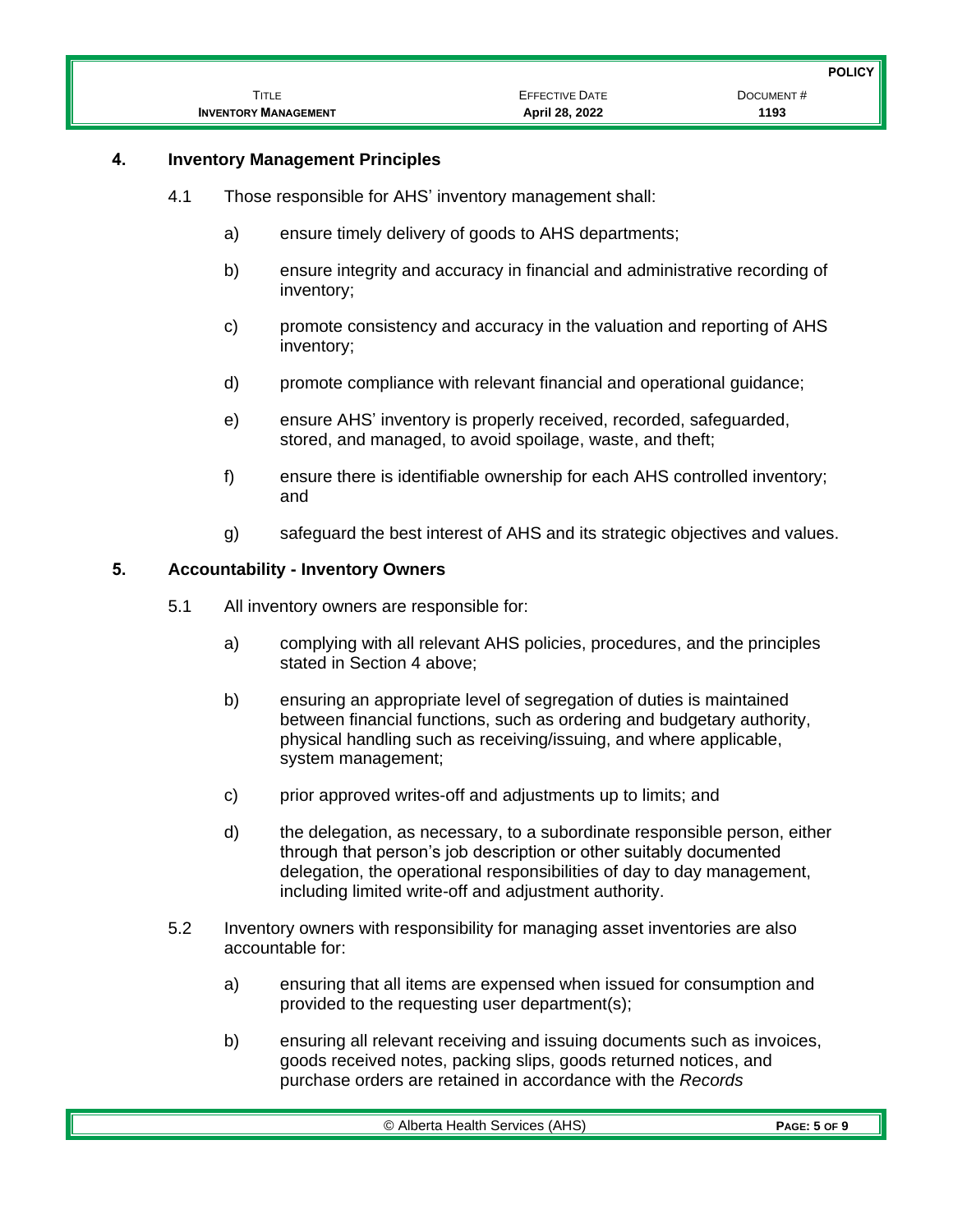## 4. Inventory Management Principles

4.1 Those responsible for AHS' inventory management shall:

a) ensure timely delivery of goods to AHS departments;

b) ensure integrity and accuracy in financial and administrative recording of inventory;

c) promote consistency and accuracy in the valuation and reporting of AHS inventory;

d) promote compliance with relevant financial and operational guidance;

e) ensure AHS' inventory is properly received, recorded, safeguarded, stored, and managed, to avoid spoilage, waste, and theft;

f) ensure there is identifiable ownership for each AHS controlled inventory; and

g) safeguard the best interest of AHS and its strategic objectives and values.

## 5. Accountability - Inventory Owners

5.1 All inventory owners are responsible for:

a) complying with all relevant AHS policies, procedures, and the principles stated in Section 4 above;

b) ensuring an appropriate level of segregation of duties is maintained between financial functions, such as ordering and budgetary authority, physical handling such as receiving/issuing, and where applicable, system management;

c) prior approved writes-off and adjustments up to limits; and

d) the delegation, as necessary, to a subordinate responsible person, either through that person's job description or other suitably documented delegation, the operational responsibilities of day to day management, including limited write-off and adjustment authority.

5.2 Inventory owners with responsibility for managing asset inventories are also accountable for:

a) ensuring that all items are expensed when issued for consumption and provided to the requesting user department(s);

b) ensuring all relevant receiving and issuing documents such as invoices, goods received notes, packing slips, goods returned notices, and purchase orders are retained in accordance with the *Records*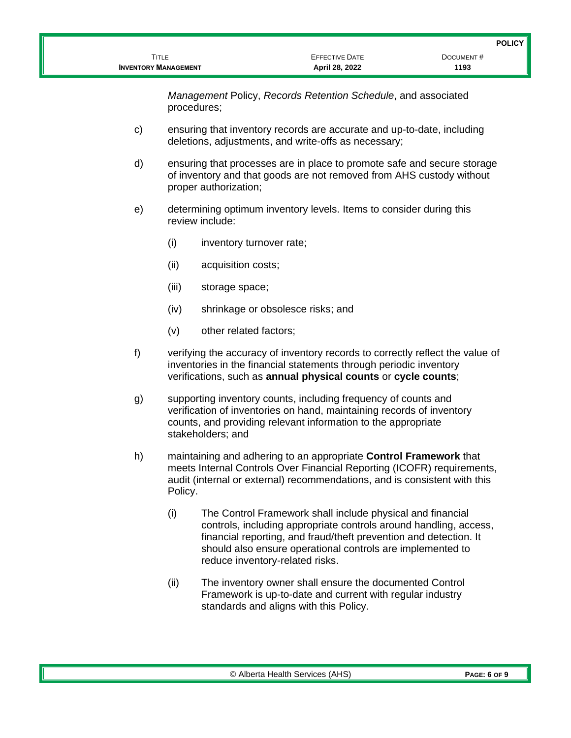*Management* Policy, *Records Retention Schedule*, and associated procedures;

c) ensuring that inventory records are accurate and up-to-date, including deletions, adjustments, and write-offs as necessary;

d) ensuring that processes are in place to promote safe and secure storage of inventory and that goods are not removed from AHS custody without proper authorization;

e) determining optimum inventory levels. Items to consider during this review include:

   (i) inventory turnover rate;

   (ii) acquisition costs;

   (iii) storage space;

   (iv) shrinkage or obsolesce risks; and

   (v) other related factors;

f) verifying the accuracy of inventory records to correctly reflect the value of inventories in the financial statements through periodic inventory verifications, such as **annual physical counts** or **cycle counts**;

g) supporting inventory counts, including frequency of counts and verification of inventories on hand, maintaining records of inventory counts, and providing relevant information to the appropriate stakeholders; and

h) maintaining and adhering to an appropriate **Control Framework** that meets Internal Controls Over Financial Reporting (ICOFR) requirements, audit (internal or external) recommendations, and is consistent with this Policy.

   (i) The Control Framework shall include physical and financial controls, including appropriate controls around handling, access, financial reporting, and fraud/theft prevention and detection. It should also ensure operational controls are implemented to reduce inventory-related risks.

   (ii) The inventory owner shall ensure the documented Control Framework is up-to-date and current with regular industry standards and aligns with this Policy.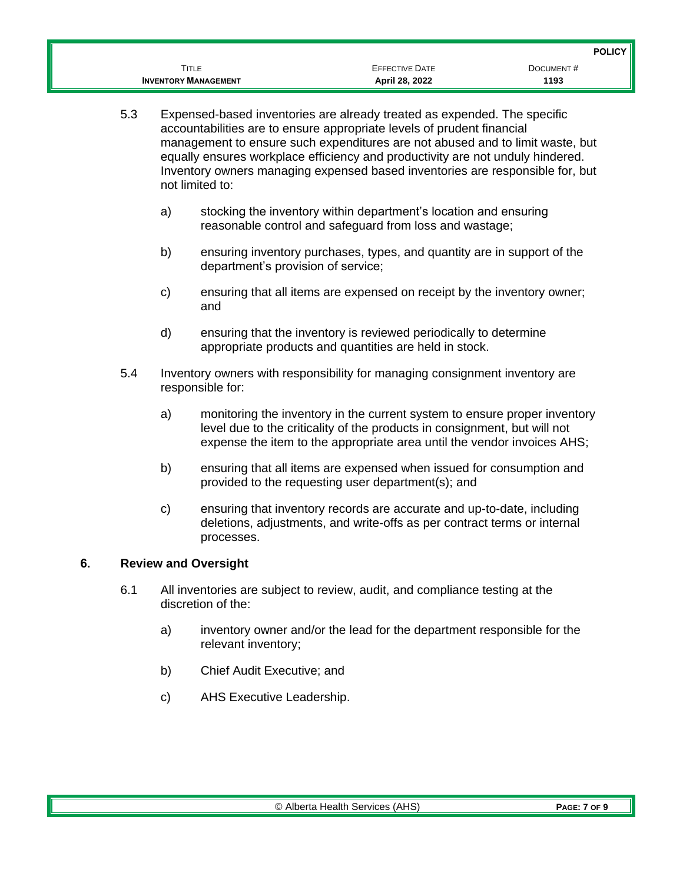5.3 Expensed-based inventories are already treated as expended. The specific accountabilities are to ensure appropriate levels of prudent financial management to ensure such expenditures are not abused and to limit waste, but equally ensures workplace efficiency and productivity are not unduly hindered. Inventory owners managing expensed based inventories are responsible for, but not limited to:

a) stocking the inventory within department's location and ensuring reasonable control and safeguard from loss and wastage;

b) ensuring inventory purchases, types, and quantity are in support of the department's provision of service;

c) ensuring that all items are expensed on receipt by the inventory owner; and

d) ensuring that the inventory is reviewed periodically to determine appropriate products and quantities are held in stock.

5.4 Inventory owners with responsibility for managing consignment inventory are responsible for:

a) monitoring the inventory in the current system to ensure proper inventory level due to the criticality of the products in consignment, but will not expense the item to the appropriate area until the vendor invoices AHS;

b) ensuring that all items are expensed when issued for consumption and provided to the requesting user department(s); and

c) ensuring that inventory records are accurate and up-to-date, including deletions, adjustments, and write-offs as per contract terms or internal processes.

## 6. Review and Oversight

6.1 All inventories are subject to review, audit, and compliance testing at the discretion of the:

a) inventory owner and/or the lead for the department responsible for the relevant inventory;

b) Chief Audit Executive; and

c) AHS Executive Leadership.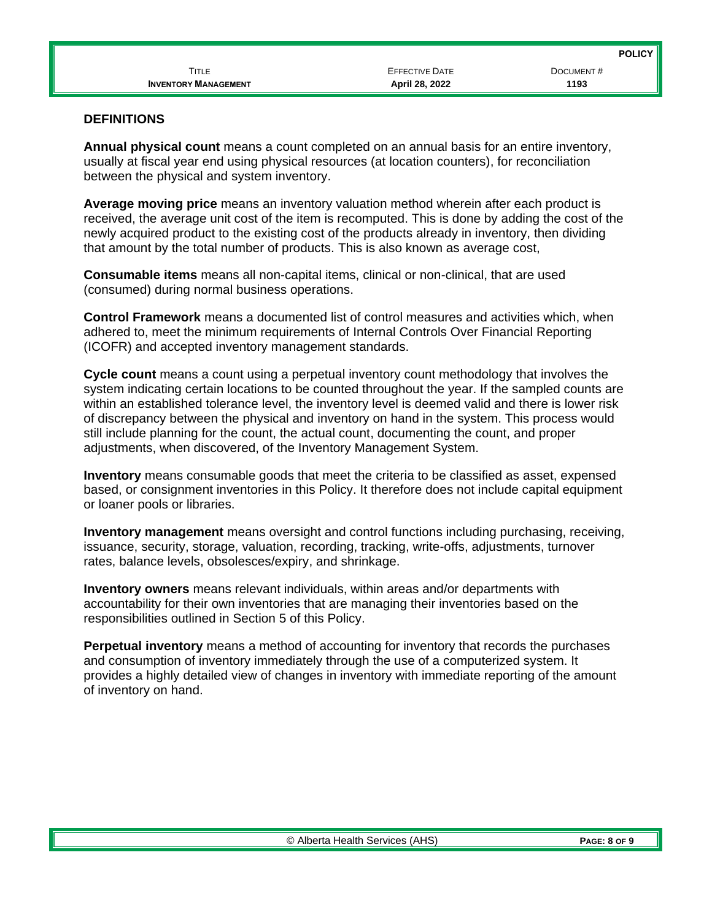## DEFINITIONS

**Annual physical count** means a count completed on an annual basis for an entire inventory, usually at fiscal year end using physical resources (at location counters), for reconciliation between the physical and system inventory.

**Average moving price** means an inventory valuation method wherein after each product is received, the average unit cost of the item is recomputed. This is done by adding the cost of the newly acquired product to the existing cost of the products already in inventory, then dividing that amount by the total number of products. This is also known as average cost,

**Consumable items** means all non-capital items, clinical or non-clinical, that are used (consumed) during normal business operations.

**Control Framework** means a documented list of control measures and activities which, when adhered to, meet the minimum requirements of Internal Controls Over Financial Reporting (ICOFR) and accepted inventory management standards.

**Cycle count** means a count using a perpetual inventory count methodology that involves the system indicating certain locations to be counted throughout the year. If the sampled counts are within an established tolerance level, the inventory level is deemed valid and there is lower risk of discrepancy between the physical and inventory on hand in the system. This process would still include planning for the count, the actual count, documenting the count, and proper adjustments, when discovered, of the Inventory Management System.

**Inventory** means consumable goods that meet the criteria to be classified as asset, expensed based, or consignment inventories in this Policy. It therefore does not include capital equipment or loaner pools or libraries.

**Inventory management** means oversight and control functions including purchasing, receiving, issuance, security, storage, valuation, recording, tracking, write-offs, adjustments, turnover rates, balance levels, obsolesces/expiry, and shrinkage.

**Inventory owners** means relevant individuals, within areas and/or departments with accountability for their own inventories that are managing their inventories based on the responsibilities outlined in Section 5 of this Policy.

**Perpetual inventory** means a method of accounting for inventory that records the purchases and consumption of inventory immediately through the use of a computerized system. It provides a highly detailed view of changes in inventory with immediate reporting of the amount of inventory on hand.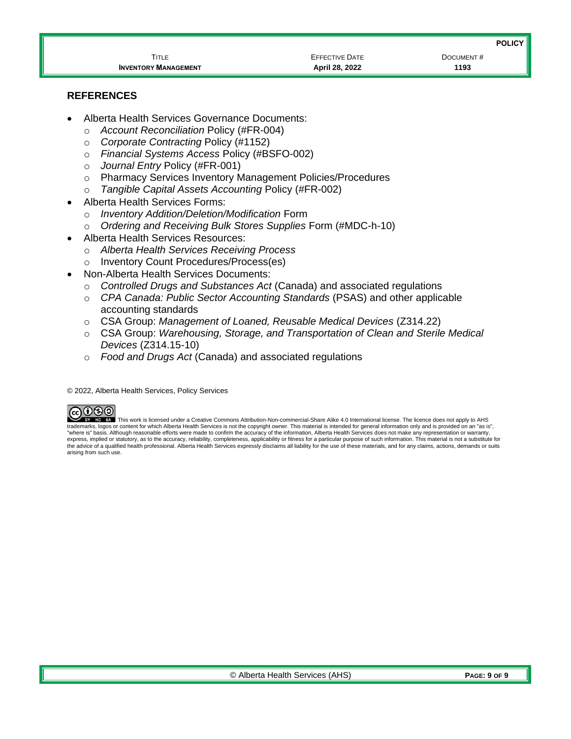## REFERENCES

- Alberta Health Services Governance Documents:
  - *Account Reconciliation* Policy (#FR-004)
  - *Corporate Contracting* Policy (#1152)
  - *Financial Systems Access* Policy (#BSFO-002)
  - *Journal Entry* Policy (#FR-001)
  - Pharmacy Services Inventory Management Policies/Procedures
  - *Tangible Capital Assets Accounting* Policy (#FR-002)
- Alberta Health Services Forms:
  - *Inventory Addition/Deletion/Modification* Form
  - *Ordering and Receiving Bulk Stores Supplies* Form (#MDC-h-10)
- Alberta Health Services Resources:
  - *Alberta Health Services Receiving Process*
  - Inventory Count Procedures/Process(es)
- Non-Alberta Health Services Documents:
  - *Controlled Drugs and Substances Act* (Canada) and associated regulations
  - *CPA Canada: Public Sector Accounting Standards* (PSAS) and other applicable accounting standards
  - CSA Group: *Management of Loaned, Reusable Medical Devices* (Z314.22)
  - CSA Group: *Warehousing, Storage, and Transportation of Clean and Sterile Medical Devices* (Z314.15-10)
  - *Food and Drugs Act* (Canada) and associated regulations

© 2022, Alberta Health Services, Policy Services

This work is licensed under a Creative Commons Attribution-Non-commercial-Share Alike 4.0 International license. The licence does not apply to AHS trademarks, logos or content for which Alberta Health Services is not the copyright owner. This material is intended for general information only and is provided on an "as is", "where is" basis. Although reasonable efforts were made to confirm the accuracy of the information, Alberta Health Services does not make any representation or warranty, express, implied or statutory, as to the accuracy, reliability, completeness, applicability or fitness for a particular purpose of such information. This material is not a substitute for the advice of a qualified health professional. Alberta Health Services expressly disclaims all liability for the use of these materials, and for any claims, actions, demands or suits arising from such use.